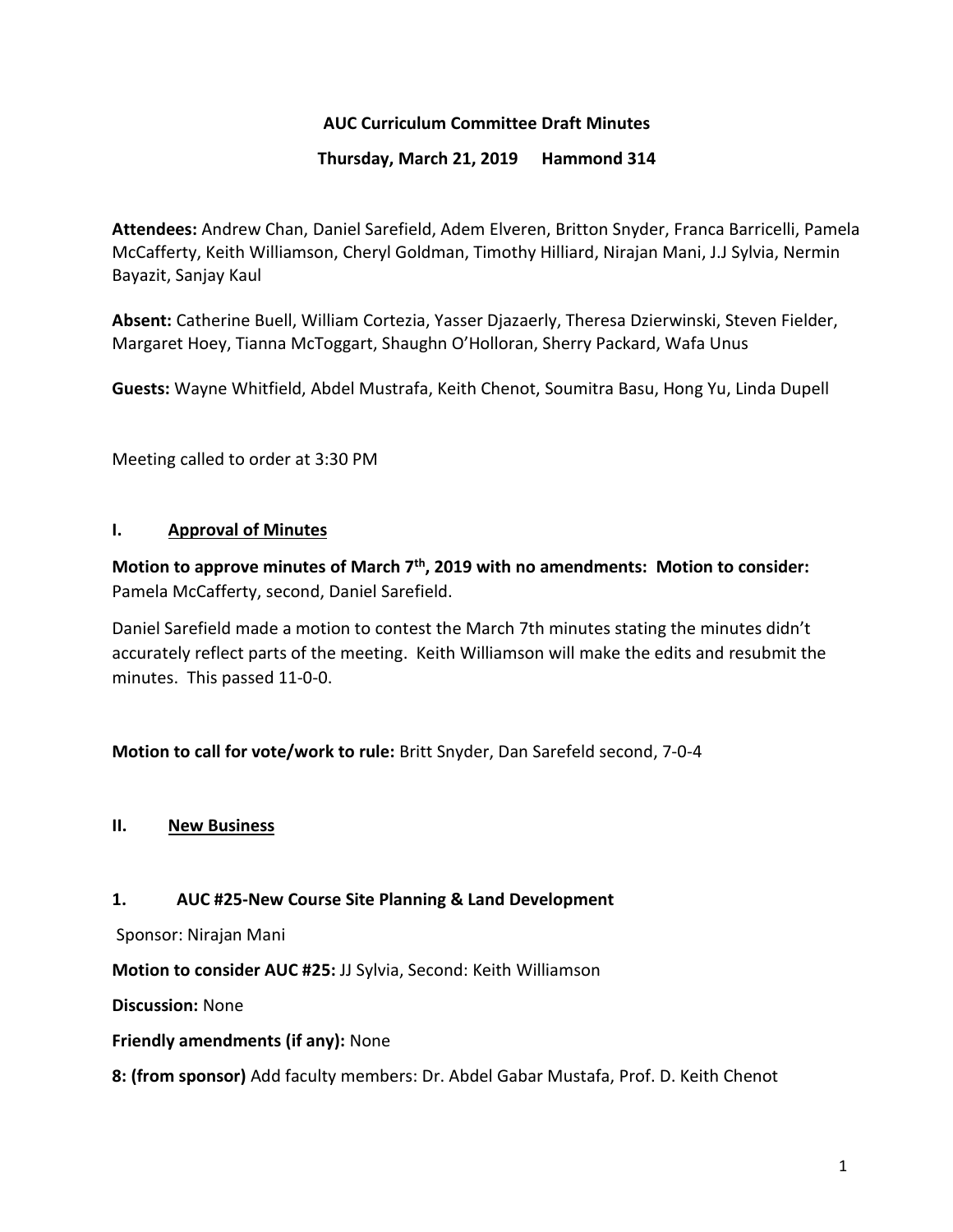**AUC Curriculum Committee Draft Minutes**

**Thursday, March 21, 2019 Hammond 314**

**Attendees:** Andrew Chan, Daniel Sarefield, Adem Elveren, Britton Snyder, Franca Barricelli, Pamela McCafferty, Keith Williamson, Cheryl Goldman, Timothy Hilliard, Nirajan Mani, J.J Sylvia, Nermin Bayazit, Sanjay Kaul

**Absent:** Catherine Buell, William Cortezia, Yasser Djazaerly, Theresa Dzierwinski, Steven Fielder, Margaret Hoey, Tianna McToggart, Shaughn O'Holloran, Sherry Packard, Wafa Unus

**Guests:** Wayne Whitfield, Abdel Mustrafa, Keith Chenot, Soumitra Basu, Hong Yu, Linda Dupell

Meeting called to order at 3:30 PM

## I. Approval of Minutes

**Motion to approve minutes of March 7th, 2019 with no amendments: Motion to consider:** Pamela McCafferty, second, Daniel Sarefield.

Daniel Sarefield made a motion to contest the March 7th minutes stating the minutes didn't accurately reflect parts of the meeting. Keith Williamson will make the edits and resubmit the minutes. This passed 11-0-0.

**Motion to call for vote/work to rule:** Britt Snyder, Dan Sarefeld second, 7-0-4

## II. New Business

### 1. AUC #25-New Course Site Planning & Land Development

Sponsor: Nirajan Mani

**Motion to consider AUC #25:** JJ Sylvia, Second: Keith Williamson

**Discussion:** None

**Friendly amendments (if any):** None

**8: (from sponsor)** Add faculty members: Dr. Abdel Gabar Mustafa, Prof. D. Keith Chenot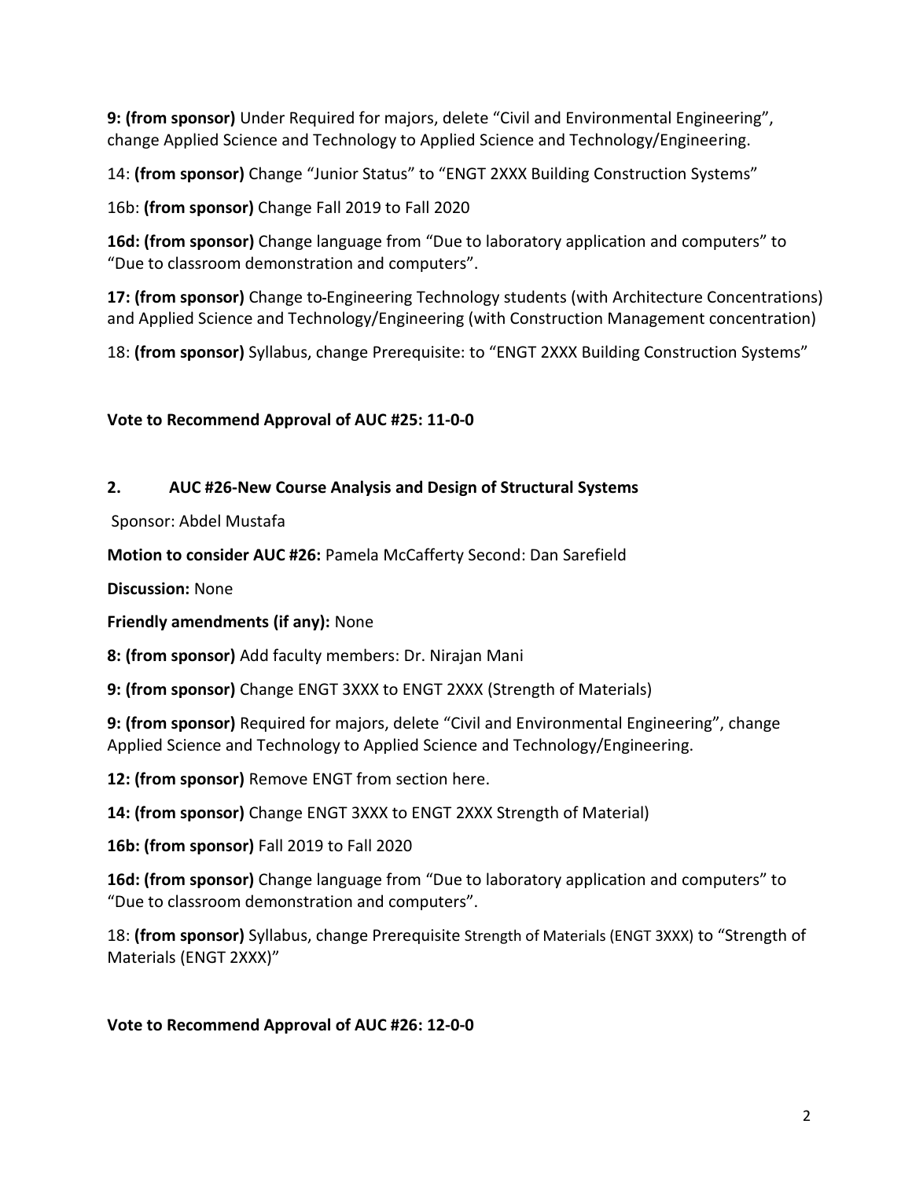**9: (from sponsor)** Under Required for majors, delete "Civil and Environmental Engineering", change Applied Science and Technology to Applied Science and Technology/Engineering.

14: **(from sponsor)** Change "Junior Status" to "ENGT 2XXX Building Construction Systems"

16b: **(from sponsor)** Change Fall 2019 to Fall 2020

**16d: (from sponsor)** Change language from "Due to laboratory application and computers" to "Due to classroom demonstration and computers".

**17: (from sponsor)** Change to Engineering Technology students (with Architecture Concentrations) and Applied Science and Technology/Engineering (with Construction Management concentration)

18: **(from sponsor)** Syllabus, change Prerequisite: to "ENGT 2XXX Building Construction Systems"

**Vote to Recommend Approval of AUC #25: 11-0-0**

**2. AUC #26-New Course Analysis and Design of Structural Systems**

Sponsor: Abdel Mustafa

**Motion to consider AUC #26:** Pamela McCafferty Second: Dan Sarefield

**Discussion:** None

**Friendly amendments (if any):** None

**8: (from sponsor)** Add faculty members: Dr. Nirajan Mani

**9: (from sponsor)** Change ENGT 3XXX to ENGT 2XXX (Strength of Materials)

**9: (from sponsor)** Required for majors, delete "Civil and Environmental Engineering", change Applied Science and Technology to Applied Science and Technology/Engineering.

**12: (from sponsor)** Remove ENGT from section here.

**14: (from sponsor)** Change ENGT 3XXX to ENGT 2XXX Strength of Material)

**16b: (from sponsor)** Fall 2019 to Fall 2020

**16d: (from sponsor)** Change language from "Due to laboratory application and computers" to "Due to classroom demonstration and computers".

18: **(from sponsor)** Syllabus, change Prerequisite Strength of Materials (ENGT 3XXX) to "Strength of Materials (ENGT 2XXX)"

**Vote to Recommend Approval of AUC #26: 12-0-0**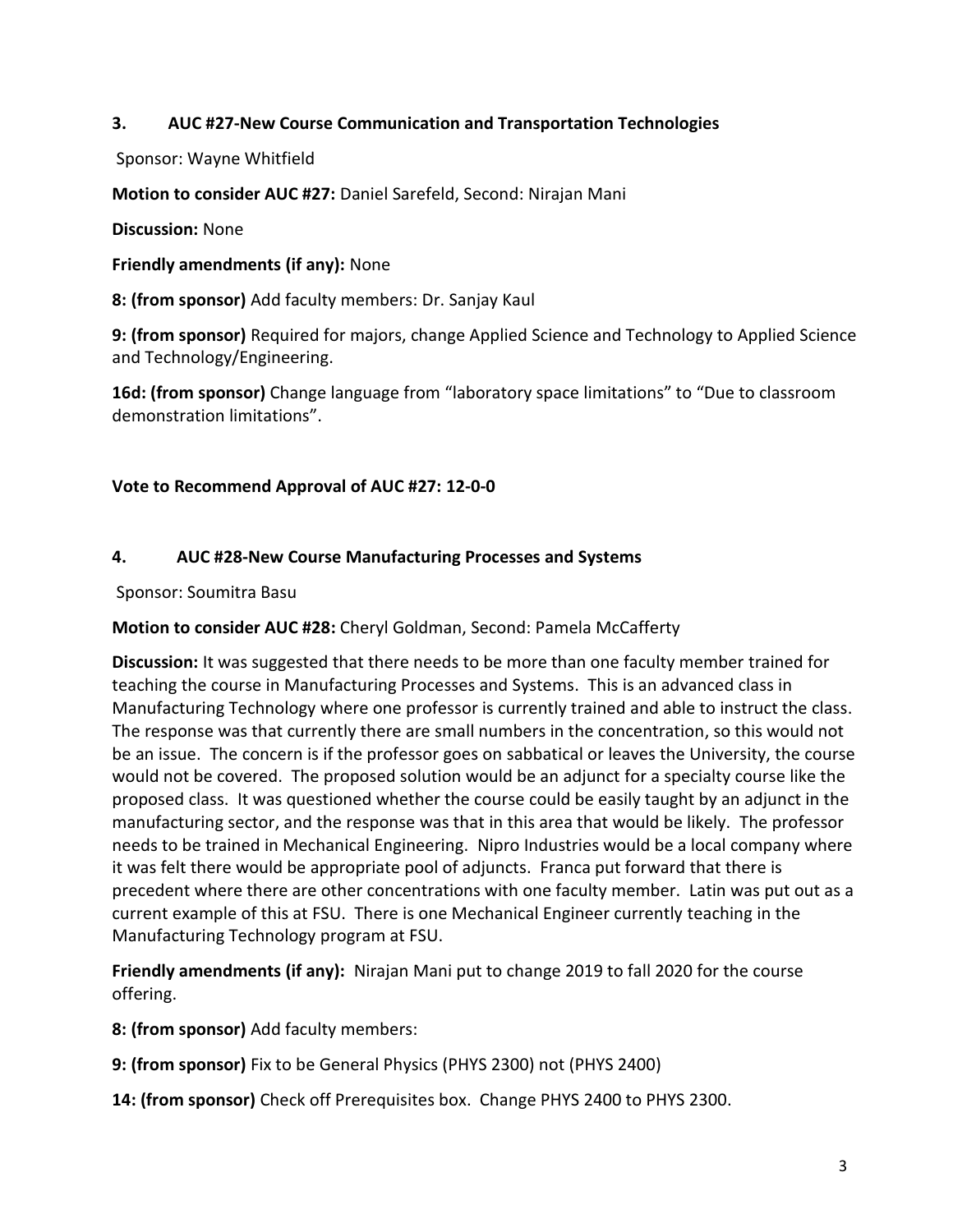**3. AUC #27-New Course Communication and Transportation Technologies**

Sponsor: Wayne Whitfield

**Motion to consider AUC #27:** Daniel Sarefeld, Second: Nirajan Mani

**Discussion:** None

**Friendly amendments (if any):** None

**8: (from sponsor)** Add faculty members: Dr. Sanjay Kaul

**9: (from sponsor)** Required for majors, change Applied Science and Technology to Applied Science and Technology/Engineering.

**16d: (from sponsor)** Change language from "laboratory space limitations" to "Due to classroom demonstration limitations".

**Vote to Recommend Approval of AUC #27: 12-0-0**

**4. AUC #28-New Course Manufacturing Processes and Systems**

Sponsor: Soumitra Basu

**Motion to consider AUC #28:** Cheryl Goldman, Second: Pamela McCafferty

**Discussion:** It was suggested that there needs to be more than one faculty member trained for teaching the course in Manufacturing Processes and Systems. This is an advanced class in Manufacturing Technology where one professor is currently trained and able to instruct the class. The response was that currently there are small numbers in the concentration, so this would not be an issue. The concern is if the professor goes on sabbatical or leaves the University, the course would not be covered. The proposed solution would be an adjunct for a specialty course like the proposed class. It was questioned whether the course could be easily taught by an adjunct in the manufacturing sector, and the response was that in this area that would be likely. The professor needs to be trained in Mechanical Engineering. Nipro Industries would be a local company where it was felt there would be appropriate pool of adjuncts. Franca put forward that there is precedent where there are other concentrations with one faculty member. Latin was put out as a current example of this at FSU. There is one Mechanical Engineer currently teaching in the Manufacturing Technology program at FSU.

**Friendly amendments (if any):** Nirajan Mani put to change 2019 to fall 2020 for the course offering.

**8: (from sponsor)** Add faculty members:

**9: (from sponsor)** Fix to be General Physics (PHYS 2300) not (PHYS 2400)

**14: (from sponsor)** Check off Prerequisites box. Change PHYS 2400 to PHYS 2300.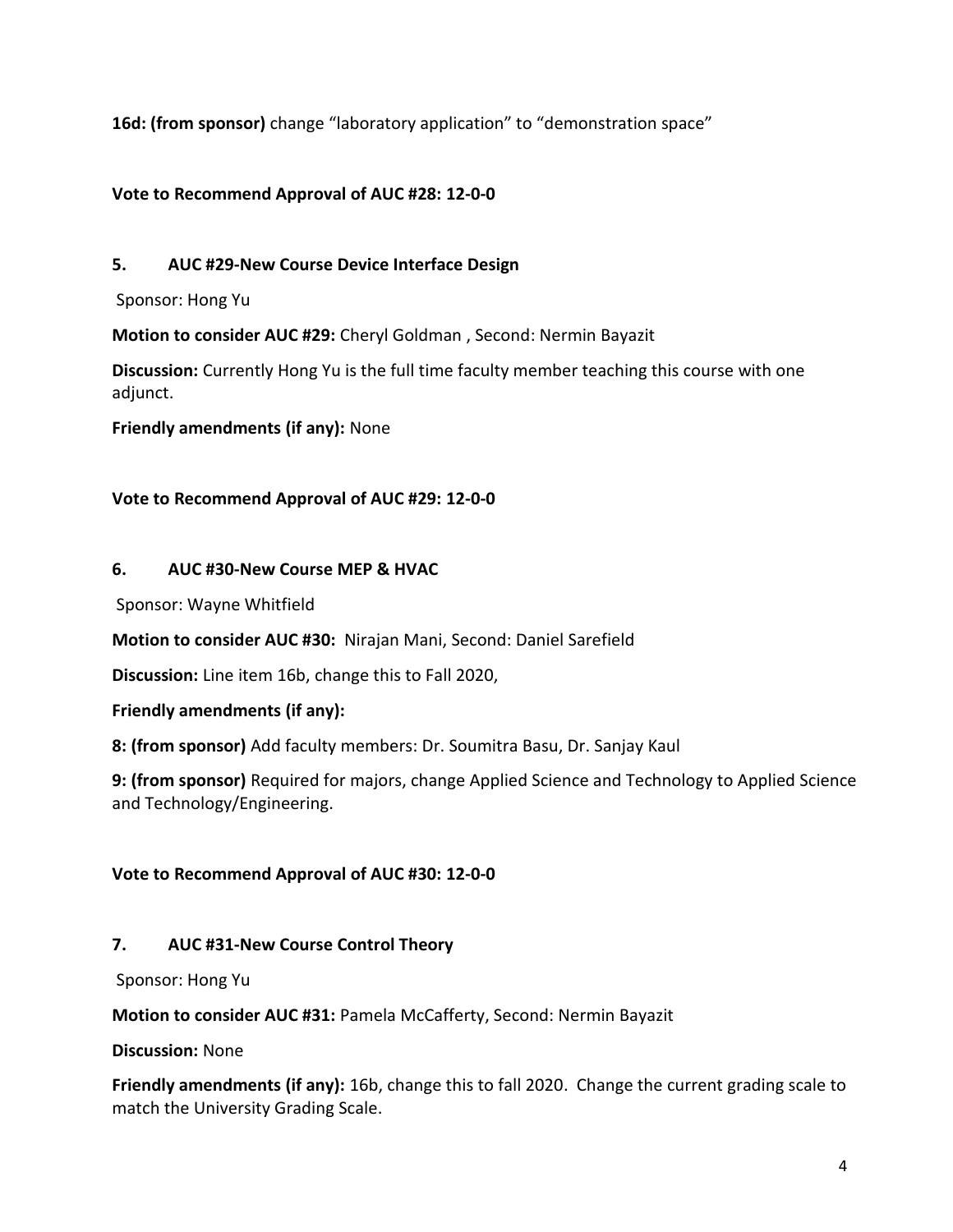**16d: (from sponsor)** change "laboratory application" to "demonstration space"

**Vote to Recommend Approval of AUC #28: 12-0-0**

**5. AUC #29-New Course Device Interface Design**

Sponsor: Hong Yu

**Motion to consider AUC #29:** Cheryl Goldman , Second: Nermin Bayazit

**Discussion:** Currently Hong Yu is the full time faculty member teaching this course with one adjunct.

**Friendly amendments (if any):** None

**Vote to Recommend Approval of AUC #29: 12-0-0**

**6. AUC #30-New Course MEP & HVAC**

Sponsor: Wayne Whitfield

**Motion to consider AUC #30:** Nirajan Mani, Second: Daniel Sarefield

**Discussion:** Line item 16b, change this to Fall 2020,

**Friendly amendments (if any):**

**8: (from sponsor)** Add faculty members: Dr. Soumitra Basu, Dr. Sanjay Kaul

**9: (from sponsor)** Required for majors, change Applied Science and Technology to Applied Science and Technology/Engineering.

**Vote to Recommend Approval of AUC #30: 12-0-0**

**7. AUC #31-New Course Control Theory**

Sponsor: Hong Yu

**Motion to consider AUC #31:** Pamela McCafferty, Second: Nermin Bayazit

**Discussion:** None

**Friendly amendments (if any):** 16b, change this to fall 2020. Change the current grading scale to match the University Grading Scale.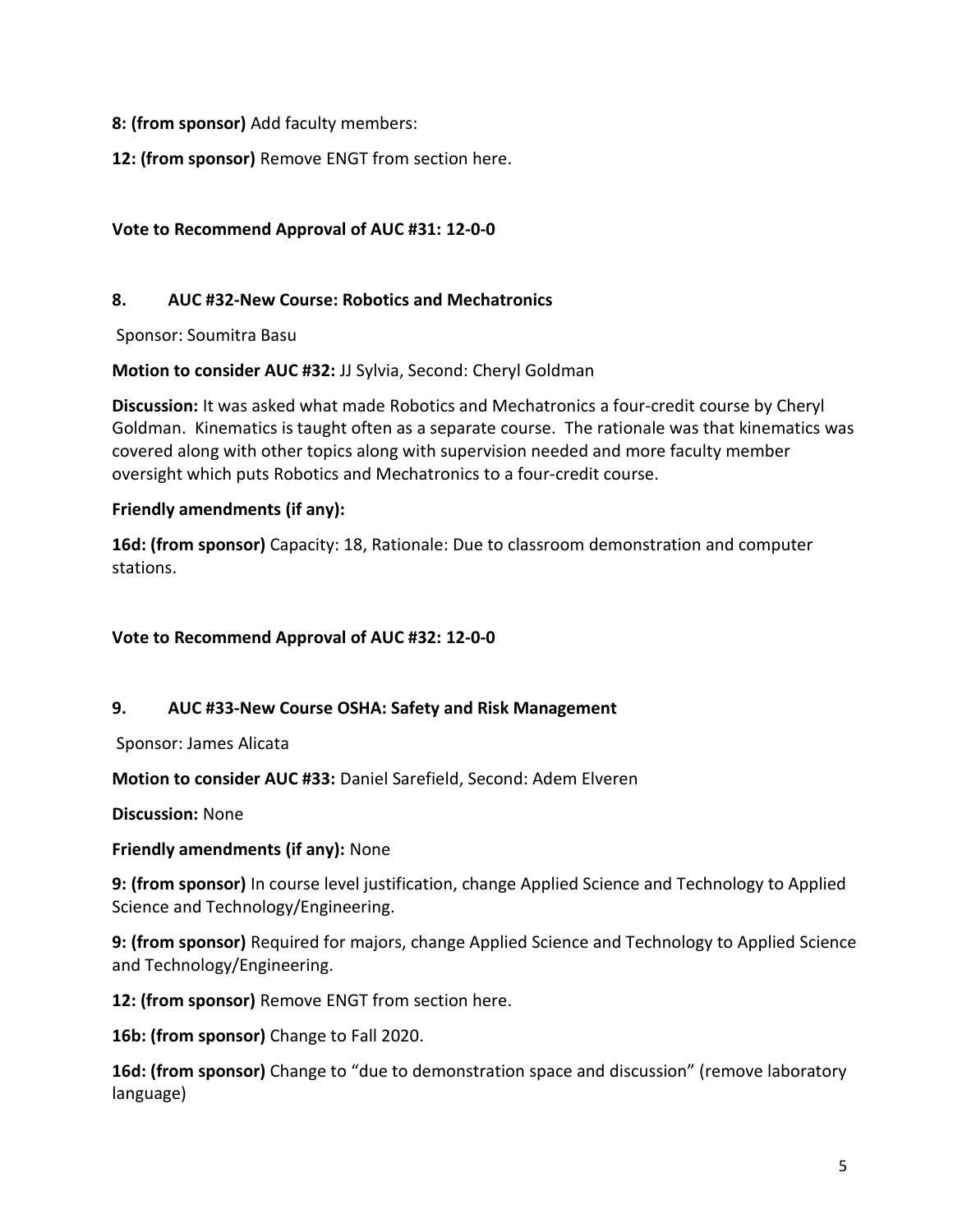**8: (from sponsor)** Add faculty members:

**12: (from sponsor)** Remove ENGT from section here.

**Vote to Recommend Approval of AUC #31: 12-0-0**

## 8. AUC #32-New Course: Robotics and Mechatronics

Sponsor: Soumitra Basu

**Motion to consider AUC #32:** JJ Sylvia, Second: Cheryl Goldman

**Discussion:** It was asked what made Robotics and Mechatronics a four-credit course by Cheryl Goldman. Kinematics is taught often as a separate course. The rationale was that kinematics was covered along with other topics along with supervision needed and more faculty member oversight which puts Robotics and Mechatronics to a four-credit course.

**Friendly amendments (if any):**

**16d: (from sponsor)** Capacity: 18, Rationale: Due to classroom demonstration and computer stations.

**Vote to Recommend Approval of AUC #32: 12-0-0**

## 9. AUC #33-New Course OSHA: Safety and Risk Management

Sponsor: James Alicata

**Motion to consider AUC #33:** Daniel Sarefield, Second: Adem Elveren

**Discussion:** None

**Friendly amendments (if any):** None

**9: (from sponsor)** In course level justification, change Applied Science and Technology to Applied Science and Technology/Engineering.

**9: (from sponsor)** Required for majors, change Applied Science and Technology to Applied Science and Technology/Engineering.

**12: (from sponsor)** Remove ENGT from section here.

**16b: (from sponsor)** Change to Fall 2020.

**16d: (from sponsor)** Change to "due to demonstration space and discussion" (remove laboratory language)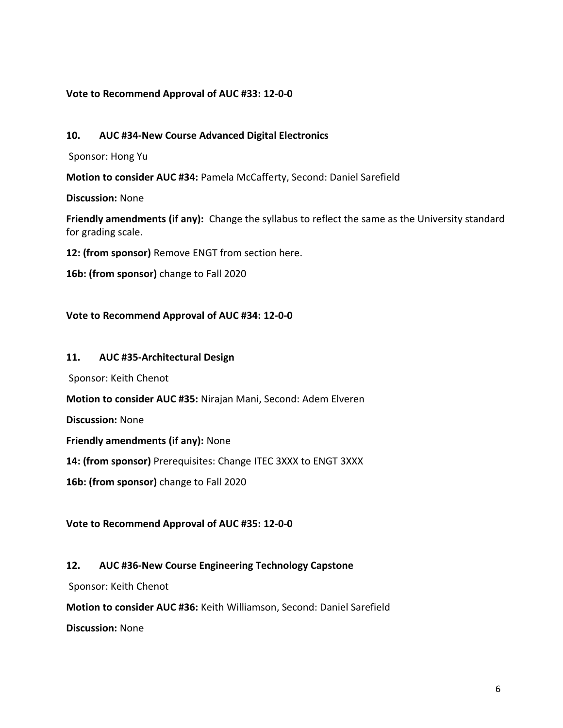**Vote to Recommend Approval of AUC #33: 12-0-0**

**10. AUC #34-New Course Advanced Digital Electronics**

Sponsor: Hong Yu

**Motion to consider AUC #34:** Pamela McCafferty, Second: Daniel Sarefield

**Discussion:** None

**Friendly amendments (if any):** Change the syllabus to reflect the same as the University standard for grading scale.

**12: (from sponsor)** Remove ENGT from section here.

**16b: (from sponsor)** change to Fall 2020

**Vote to Recommend Approval of AUC #34: 12-0-0**

**11. AUC #35-Architectural Design**

Sponsor: Keith Chenot

**Motion to consider AUC #35:** Nirajan Mani, Second: Adem Elveren

**Discussion:** None

**Friendly amendments (if any):** None

**14: (from sponsor)** Prerequisites: Change ITEC 3XXX to ENGT 3XXX

**16b: (from sponsor)** change to Fall 2020

**Vote to Recommend Approval of AUC #35: 12-0-0**

**12. AUC #36-New Course Engineering Technology Capstone**

Sponsor: Keith Chenot

**Motion to consider AUC #36:** Keith Williamson, Second: Daniel Sarefield

**Discussion:** None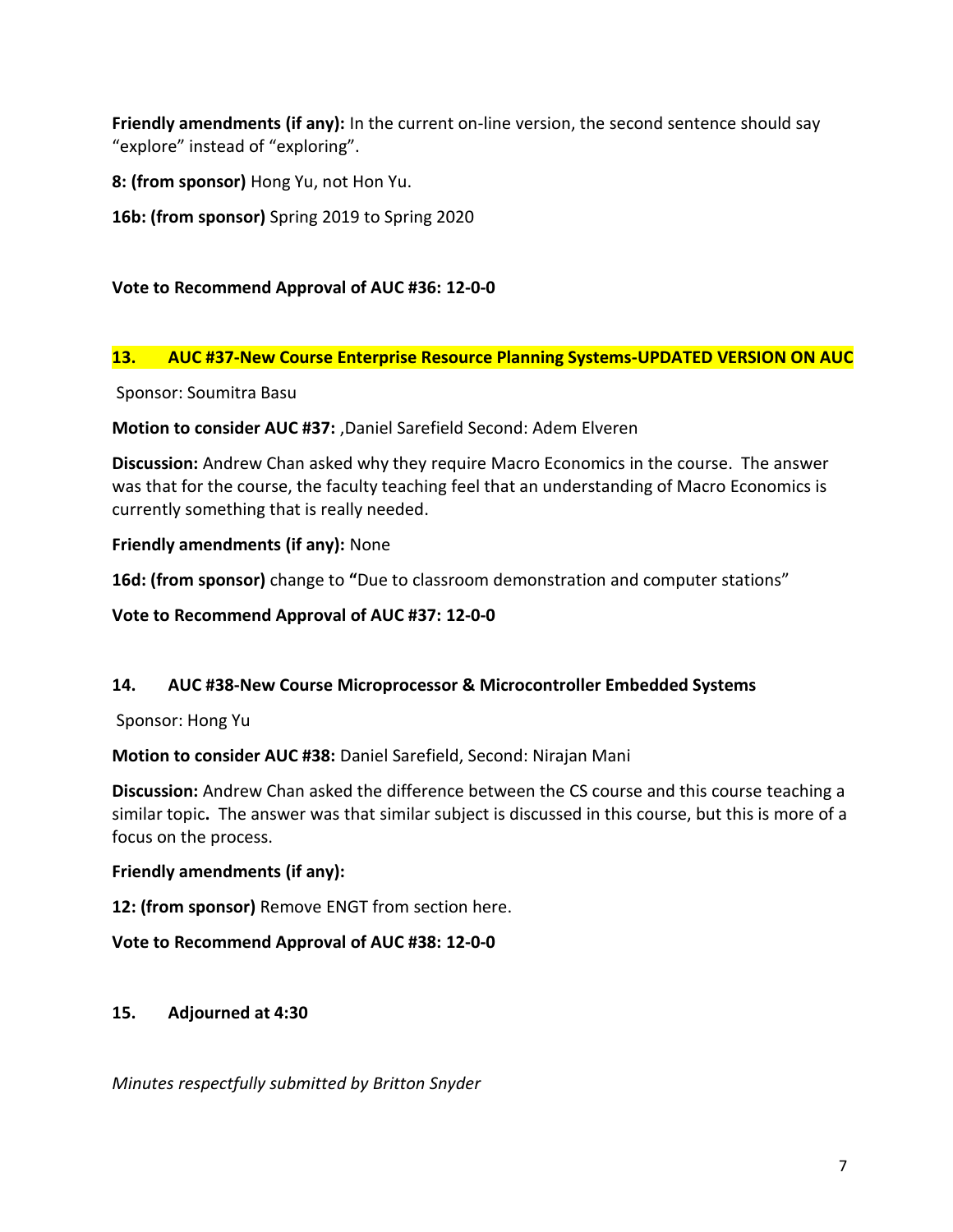**Friendly amendments (if any):** In the current on-line version, the second sentence should say "explore" instead of "exploring".

**8: (from sponsor)** Hong Yu, not Hon Yu.

**16b: (from sponsor)** Spring 2019 to Spring 2020

**Vote to Recommend Approval of AUC #36: 12-0-0**

**13. AUC #37-New Course Enterprise Resource Planning Systems-UPDATED VERSION ON AUC**

Sponsor: Soumitra Basu

**Motion to consider AUC #37:** ,Daniel Sarefield Second: Adem Elveren

**Discussion:** Andrew Chan asked why they require Macro Economics in the course. The answer was that for the course, the faculty teaching feel that an understanding of Macro Economics is currently something that is really needed.

**Friendly amendments (if any):** None

**16d: (from sponsor)** change to **"**Due to classroom demonstration and computer stations"

**Vote to Recommend Approval of AUC #37: 12-0-0**

**14. AUC #38-New Course Microprocessor & Microcontroller Embedded Systems**

Sponsor: Hong Yu

**Motion to consider AUC #38:** Daniel Sarefield, Second: Nirajan Mani

**Discussion:** Andrew Chan asked the difference between the CS course and this course teaching a similar topic**.** The answer was that similar subject is discussed in this course, but this is more of a focus on the process.

**Friendly amendments (if any):**

**12: (from sponsor)** Remove ENGT from section here.

**Vote to Recommend Approval of AUC #38: 12-0-0**

**15. Adjourned at 4:30**

*Minutes respectfully submitted by Britton Snyder*